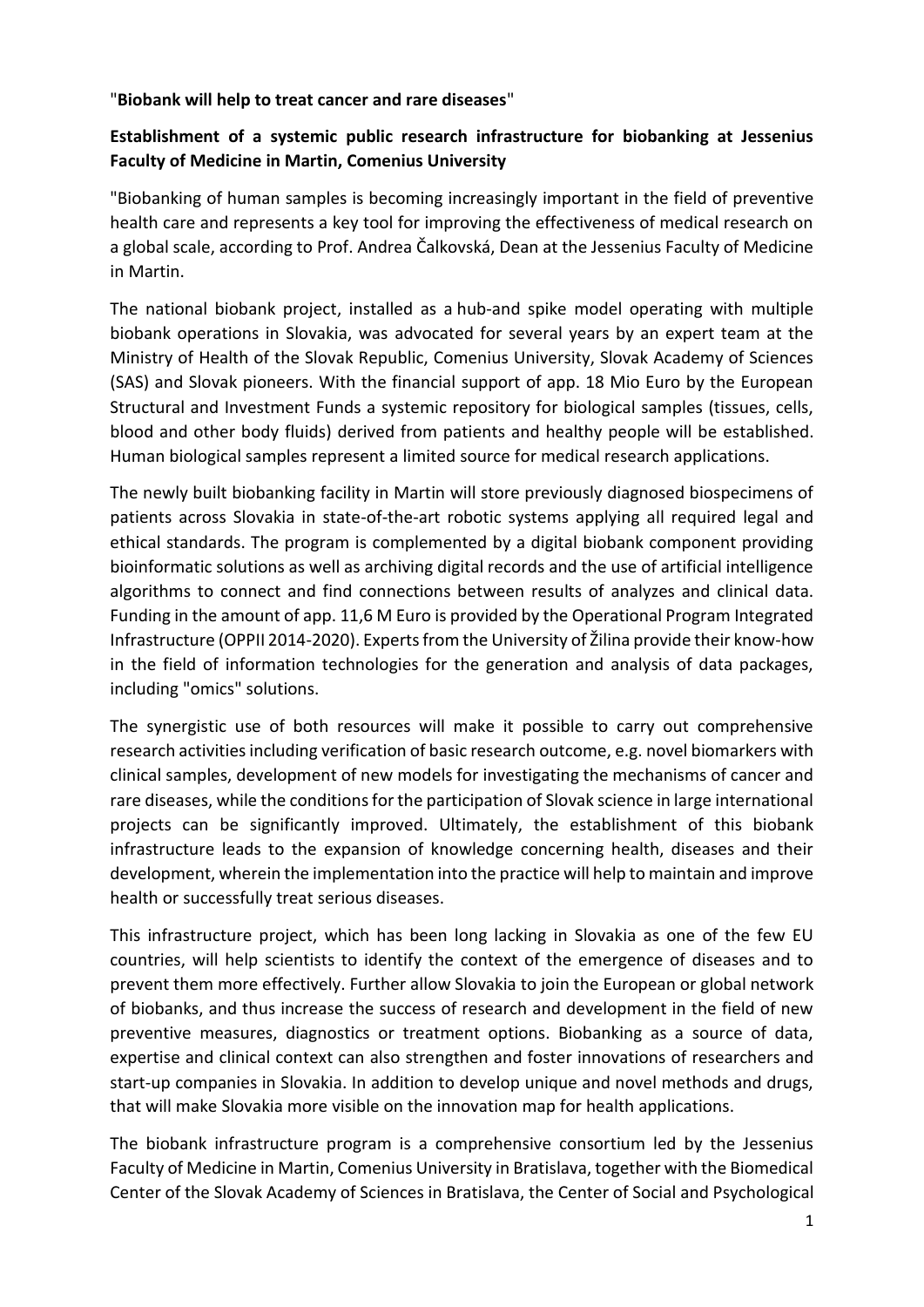"**Biobank will help to treat cancer and rare diseases**"

**Establishment of a systemic public research infrastructure for biobanking at Jessenius Faculty of Medicine in Martin, Comenius University**

"Biobanking of human samples is becoming increasingly important in the field of preventive health care and represents a key tool for improving the effectiveness of medical research on a global scale, according to Prof. Andrea Čalkovská, Dean at the Jessenius Faculty of Medicine in Martin.

The national biobank project, installed as a hub-and spike model operating with multiple biobank operations in Slovakia, was advocated for several years by an expert team at the Ministry of Health of the Slovak Republic, Comenius University, Slovak Academy of Sciences (SAS) and Slovak pioneers. With the financial support of app. 18 Mio Euro by the European Structural and Investment Funds a systemic repository for biological samples (tissues, cells, blood and other body fluids) derived from patients and healthy people will be established. Human biological samples represent a limited source for medical research applications.

The newly built biobanking facility in Martin will store previously diagnosed biospecimens of patients across Slovakia in state-of-the-art robotic systems applying all required legal and ethical standards. The program is complemented by a digital biobank component providing bioinformatic solutions as well as archiving digital records and the use of artificial intelligence algorithms to connect and find connections between results of analyzes and clinical data. Funding in the amount of app. 11,6 M Euro is provided by the Operational Program Integrated Infrastructure (OPPII 2014-2020). Experts from the University of Žilina provide their know-how in the field of information technologies for the generation and analysis of data packages, including "omics" solutions.

The synergistic use of both resources will make it possible to carry out comprehensive research activities including verification of basic research outcome, e.g. novel biomarkers with clinical samples, development of new models for investigating the mechanisms of cancer and rare diseases, while the conditions for the participation of Slovak science in large international projects can be significantly improved. Ultimately, the establishment of this biobank infrastructure leads to the expansion of knowledge concerning health, diseases and their development, wherein the implementation into the practice will help to maintain and improve health or successfully treat serious diseases.

This infrastructure project, which has been long lacking in Slovakia as one of the few EU countries, will help scientists to identify the context of the emergence of diseases and to prevent them more effectively. Further allow Slovakia to join the European or global network of biobanks, and thus increase the success of research and development in the field of new preventive measures, diagnostics or treatment options. Biobanking as a source of data, expertise and clinical context can also strengthen and foster innovations of researchers and start-up companies in Slovakia. In addition to develop unique and novel methods and drugs, that will make Slovakia more visible on the innovation map for health applications.

The biobank infrastructure program is a comprehensive consortium led by the Jessenius Faculty of Medicine in Martin, Comenius University in Bratislava, together with the Biomedical Center of the Slovak Academy of Sciences in Bratislava, the Center of Social and Psychological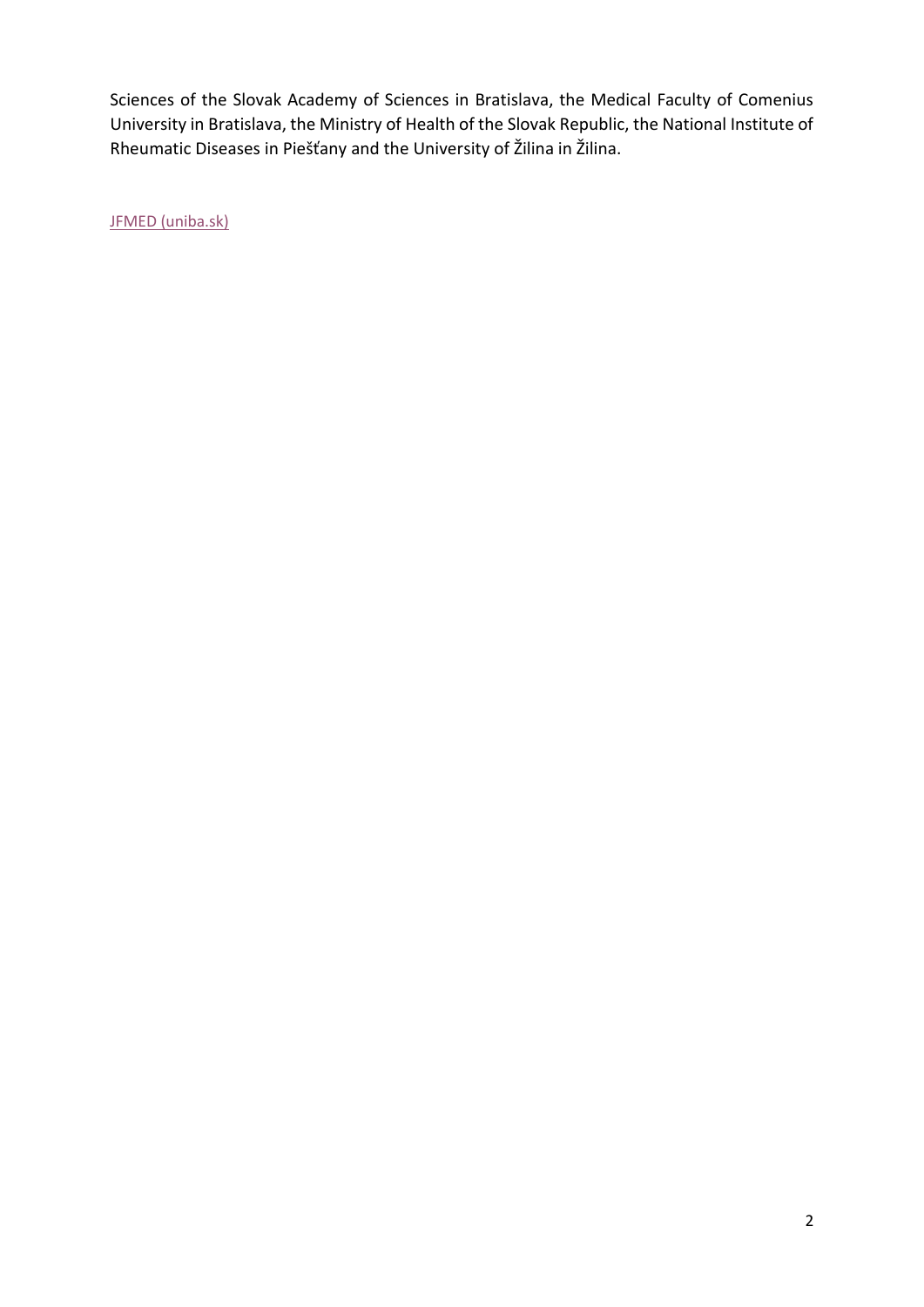Sciences of the Slovak Academy of Sciences in Bratislava, the Medical Faculty of Comenius University in Bratislava, the Ministry of Health of the Slovak Republic, the National Institute of Rheumatic Diseases in Piešťany and the University of Žilina in Žilina.

JFMED (uniba.sk)